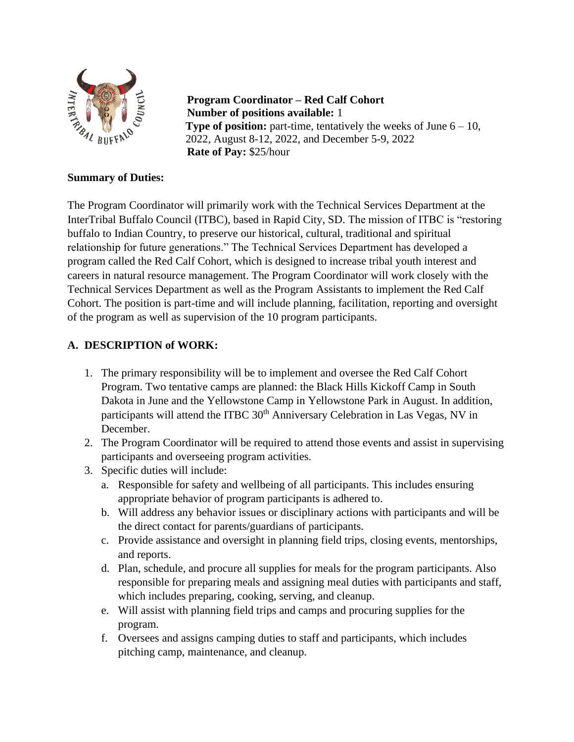**Program Coordinator – Red Calf Cohort**
**Number of positions available:** 1
**Type of position:** part-time, tentatively the weeks of June 6 – 10, 2022, August 8-12, 2022, and December 5-9, 2022
**Rate of Pay:** $25/hour

**Summary of Duties:**

The Program Coordinator will primarily work with the Technical Services Department at the InterTribal Buffalo Council (ITBC), based in Rapid City, SD. The mission of ITBC is "restoring buffalo to Indian Country, to preserve our historical, cultural, traditional and spiritual relationship for future generations." The Technical Services Department has developed a program called the Red Calf Cohort, which is designed to increase tribal youth interest and careers in natural resource management. The Program Coordinator will work closely with the Technical Services Department as well as the Program Assistants to implement the Red Calf Cohort. The position is part-time and will include planning, facilitation, reporting and oversight of the program as well as supervision of the 10 program participants.

## A. DESCRIPTION of WORK:

1. The primary responsibility will be to implement and oversee the Red Calf Cohort Program. Two tentative camps are planned: the Black Hills Kickoff Camp in South Dakota in June and the Yellowstone Camp in Yellowstone Park in August. In addition, participants will attend the ITBC 30th Anniversary Celebration in Las Vegas, NV in December.
2. The Program Coordinator will be required to attend those events and assist in supervising participants and overseeing program activities.
3. Specific duties will include:
   a. Responsible for safety and wellbeing of all participants. This includes ensuring appropriate behavior of program participants is adhered to.
   b. Will address any behavior issues or disciplinary actions with participants and will be the direct contact for parents/guardians of participants.
   c. Provide assistance and oversight in planning field trips, closing events, mentorships, and reports.
   d. Plan, schedule, and procure all supplies for meals for the program participants. Also responsible for preparing meals and assigning meal duties with participants and staff, which includes preparing, cooking, serving, and cleanup.
   e. Will assist with planning field trips and camps and procuring supplies for the program.
   f. Oversees and assigns camping duties to staff and participants, which includes pitching camp, maintenance, and cleanup.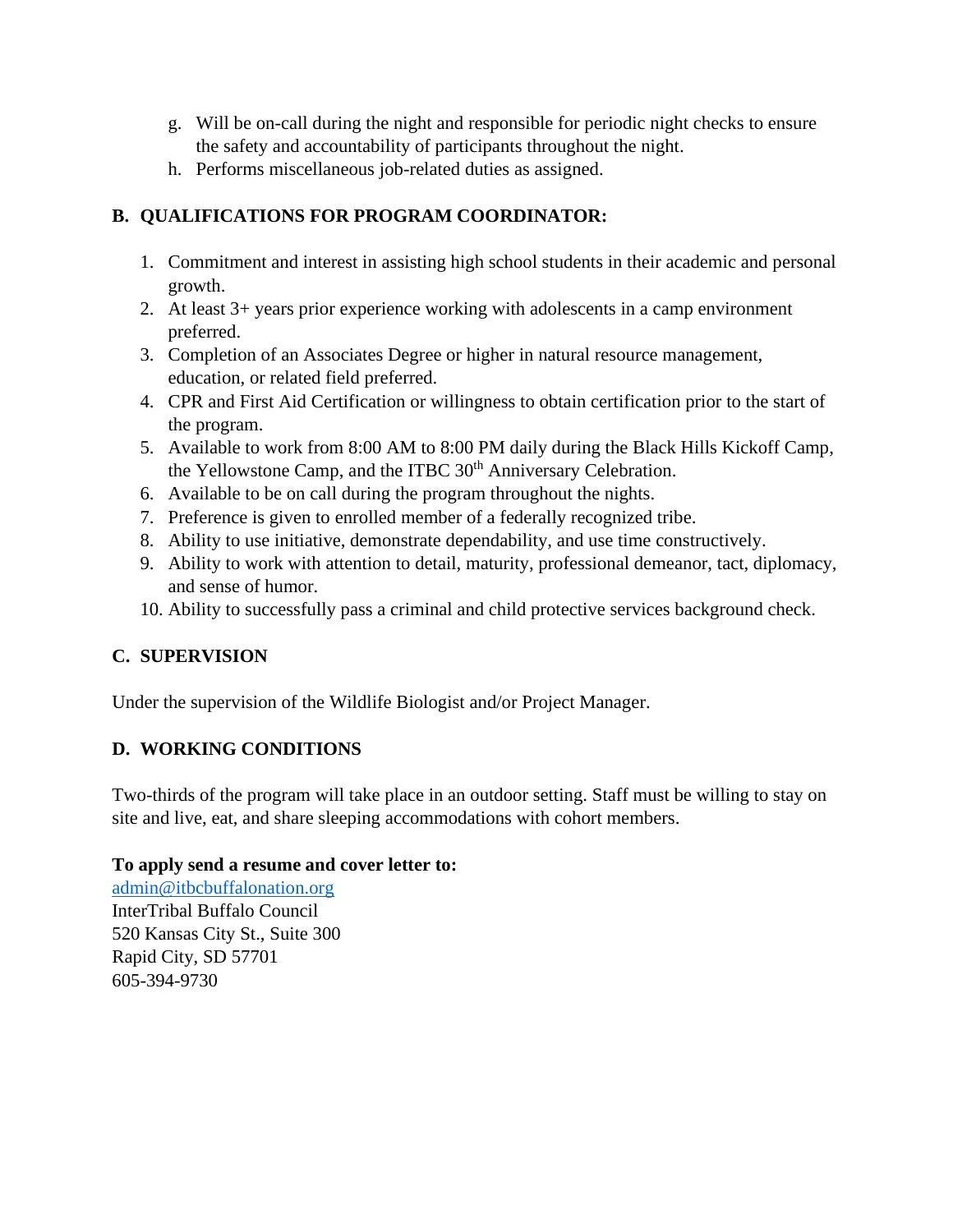g. Will be on-call during the night and responsible for periodic night checks to ensure the safety and accountability of participants throughout the night.
h. Performs miscellaneous job-related duties as assigned.

## B. QUALIFICATIONS FOR PROGRAM COORDINATOR:

1. Commitment and interest in assisting high school students in their academic and personal growth.
2. At least 3+ years prior experience working with adolescents in a camp environment preferred.
3. Completion of an Associates Degree or higher in natural resource management, education, or related field preferred.
4. CPR and First Aid Certification or willingness to obtain certification prior to the start of the program.
5. Available to work from 8:00 AM to 8:00 PM daily during the Black Hills Kickoff Camp, the Yellowstone Camp, and the ITBC 30th Anniversary Celebration.
6. Available to be on call during the program throughout the nights.
7. Preference is given to enrolled member of a federally recognized tribe.
8. Ability to use initiative, demonstrate dependability, and use time constructively.
9. Ability to work with attention to detail, maturity, professional demeanor, tact, diplomacy, and sense of humor.
10. Ability to successfully pass a criminal and child protective services background check.

## C. SUPERVISION

Under the supervision of the Wildlife Biologist and/or Project Manager.

## D. WORKING CONDITIONS

Two-thirds of the program will take place in an outdoor setting. Staff must be willing to stay on site and live, eat, and share sleeping accommodations with cohort members.

**To apply send a resume and cover letter to:**
admin@itbcbuffalonation.org
InterTribal Buffalo Council
520 Kansas City St., Suite 300
Rapid City, SD 57701
605-394-9730